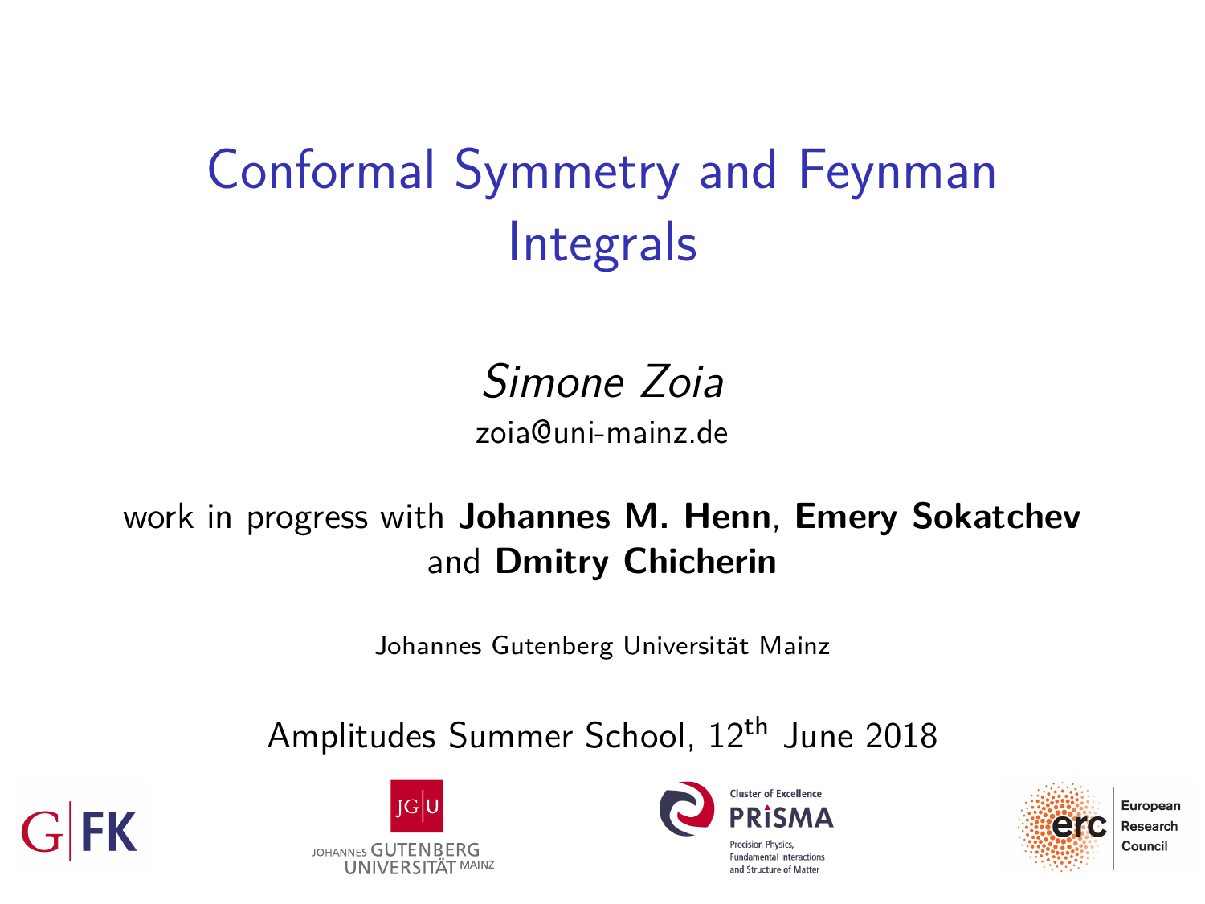# Conformal Symmetry and Feynman Integrals

*Simone Zoia*

zoia@uni-mainz.de

work in progress with **Johannes M. Henn**, **Emery Sokatchev** and **Dmitry Chicherin**

Johannes Gutenberg Universität Mainz

Amplitudes Summer School, $12^{\text{th}}$ June 2018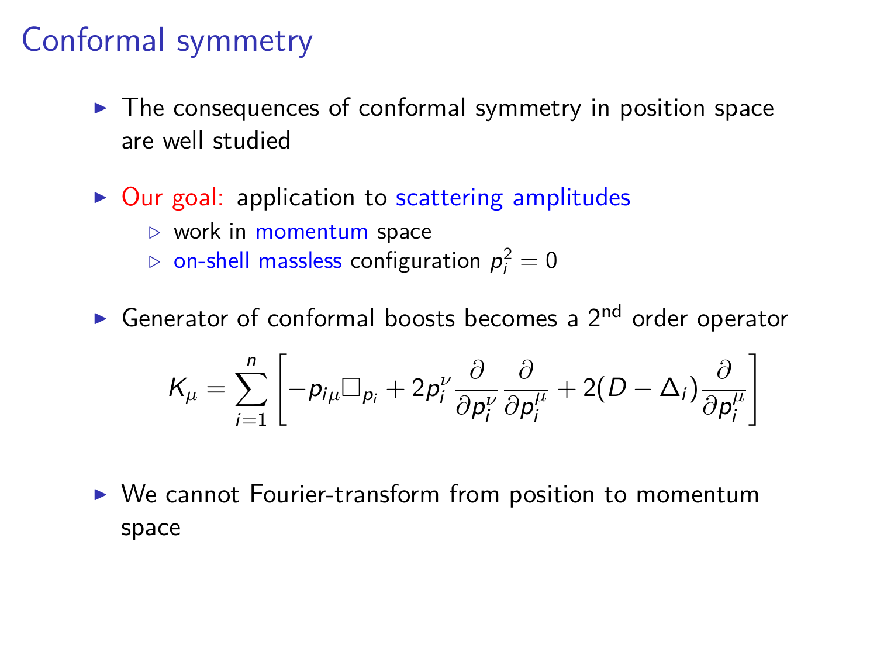# Conformal symmetry

- The consequences of conformal symmetry in position space are well studied
- Our goal: application to scattering amplitudes
  - work in momentum space
  - on-shell massless configuration $p_i^2 = 0$
- Generator of conformal boosts becomes a $2^{\text{nd}}$ order operator

$$K_\mu = \sum_{i=1}^{n} \left[ -p_{i\mu} \Box_{p_i} + 2 p_i^\nu \frac{\partial}{\partial p_i^\nu} \frac{\partial}{\partial p_i^\mu} + 2(D - \Delta_i) \frac{\partial}{\partial p_i^\mu} \right]$$

- We cannot Fourier-transform from position to momentum space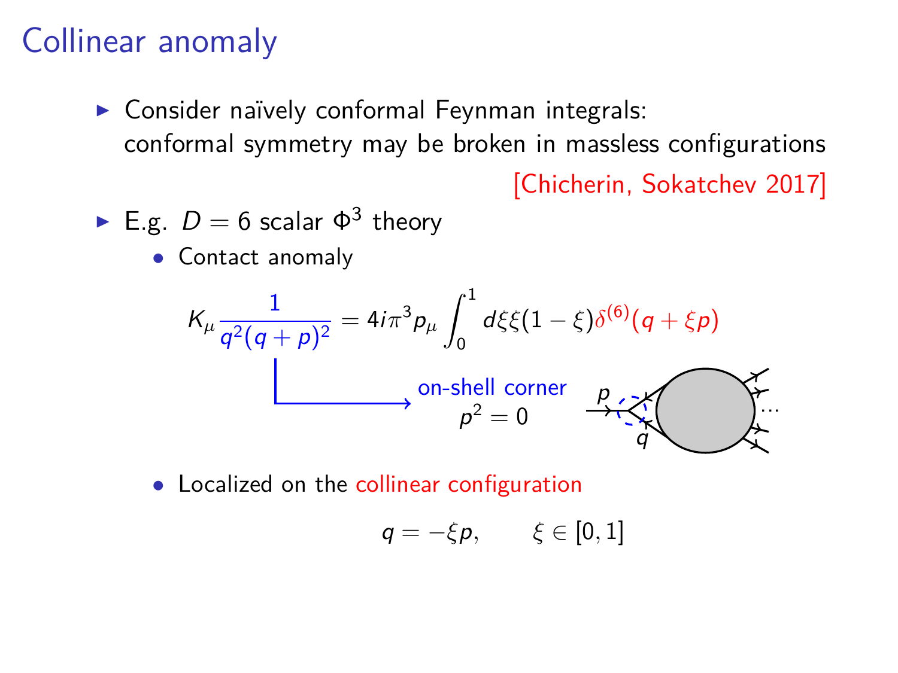# Collinear anomaly

- Consider naïvely conformal Feynman integrals: conformal symmetry may be broken in massless configurations

  [Chicherin, Sokatchev 2017]

- E.g. $D = 6$ scalar $\Phi^3$ theory
  - Contact anomaly

$$K_\mu \frac{1}{q^2(q+p)^2} = 4i\pi^3 p_\mu \int_0^1 d\xi \xi(1-\xi)\delta^{(6)}(q+\xi p)$$

on-shell corner $p^2 = 0$

  - Localized on the collinear configuration

$$q = -\xi p, \qquad \xi \in [0,1]$$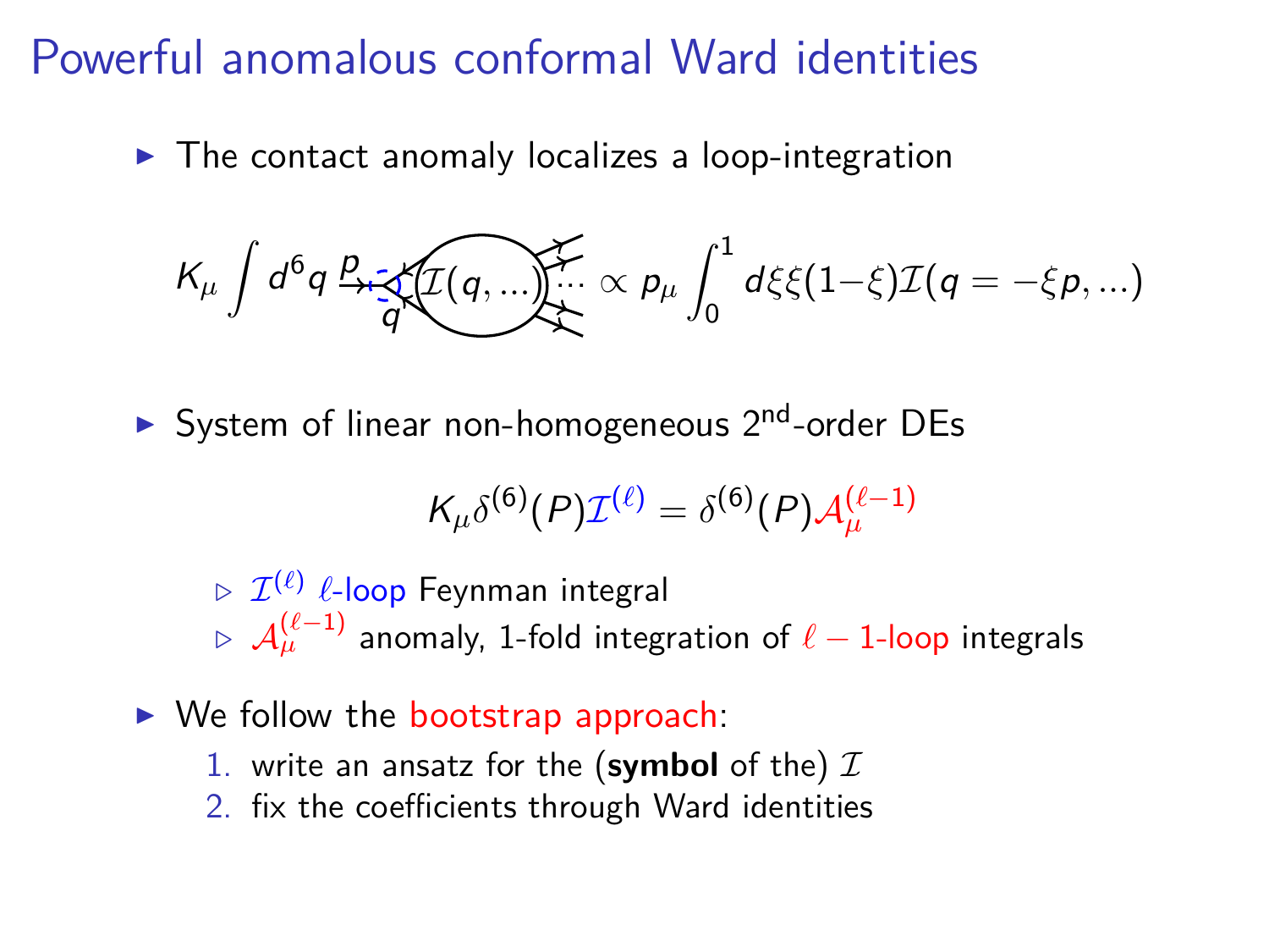# Powerful anomalous conformal Ward identities

- The contact anomaly localizes a loop-integration

$$K_\mu \int d^6 q \; \overset{p}{\rightarrow} \; \underset{q}{} \; \mathcal{I}(q,\ldots) \cdots \propto p_\mu \int_0^1 d\xi \xi(1-\xi)\mathcal{I}(q=-\xi p,\ldots)$$

- System of linear non-homogeneous 2[nd]-order DEs

$$K_\mu \delta^{(6)}(P)\mathcal{I}^{(\ell)} = \delta^{(6)}(P)\mathcal{A}_\mu^{(\ell-1)}$$

  - $\mathcal{I}^{(\ell)}$ $\ell$-loop Feynman integral
  - $\mathcal{A}_\mu^{(\ell-1)}$ anomaly, 1-fold integration of $\ell-1$-loop integrals

- We follow the bootstrap approach:
  1. write an ansatz for the (**symbol** of the) $\mathcal{I}$
  2. fix the coefficients through Ward identities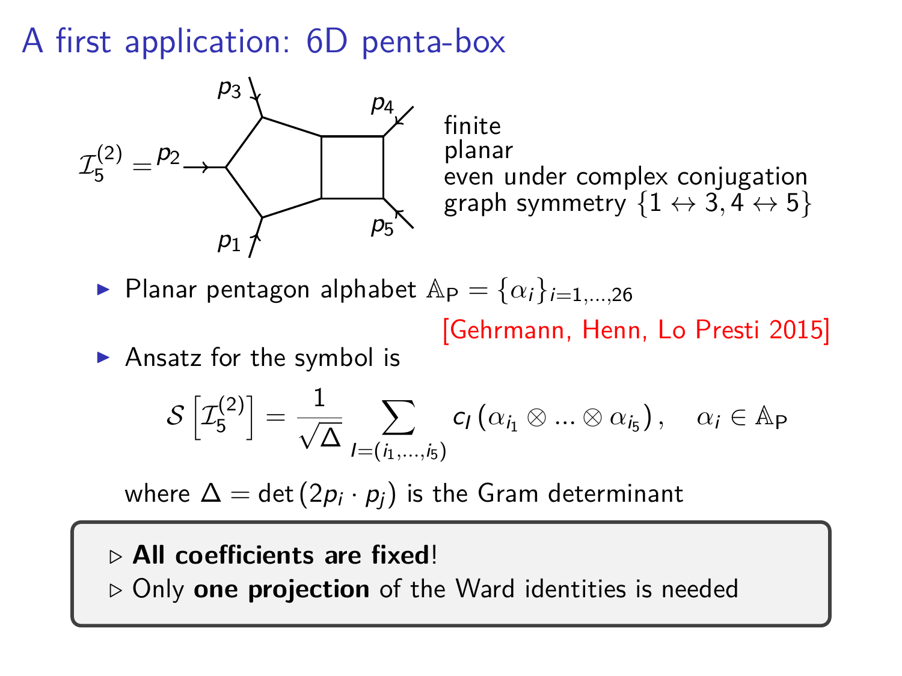# A first application: 6D penta-box

$\mathcal{I}_5^{(2)} =$

finite
planar
even under complex conjugation
graph symmetry $\{1 \leftrightarrow 3, 4 \leftrightarrow 5\}$

- Planar pentagon alphabet $\mathbb{A}_{\mathrm{P}} = \{\alpha_i\}_{i=1,\ldots,26}$

  [Gehrmann, Henn, Lo Presti 2015]

- Ansatz for the symbol is

$$\mathcal{S}\left[\mathcal{I}_5^{(2)}\right] = \frac{1}{\sqrt{\Delta}} \sum_{I=(i_1,\ldots,i_5)} c_I \left(\alpha_{i_1} \otimes \ldots \otimes \alpha_{i_5}\right), \quad \alpha_i \in \mathbb{A}_{\mathrm{P}}$$

where $\Delta = \det(2p_i \cdot p_j)$ is the Gram determinant

▷ **All coefficients are fixed**!
▷ Only **one projection** of the Ward identities is needed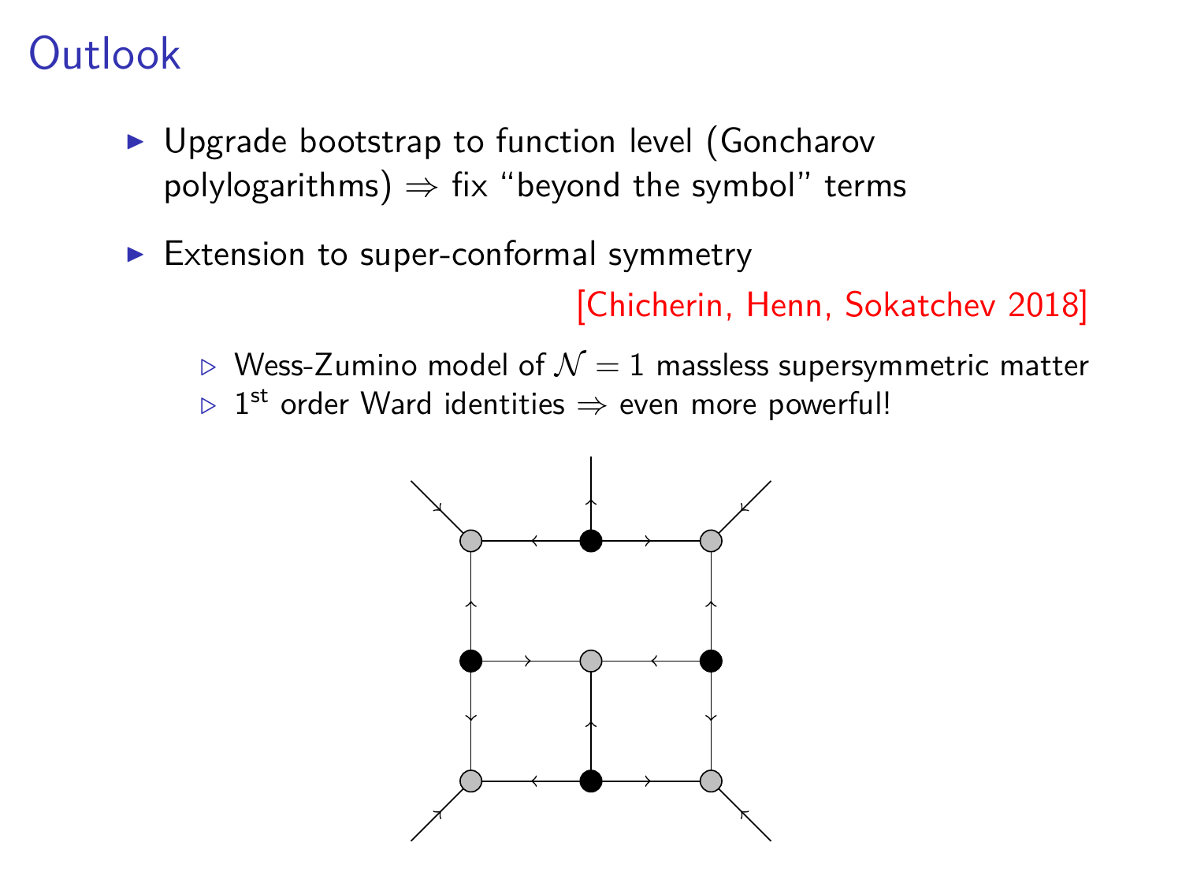# Outlook

- Upgrade bootstrap to function level (Goncharov polylogarithms) $\Rightarrow$ fix "beyond the symbol" terms
- Extension to super-conformal symmetry

  [Chicherin, Henn, Sokatchev 2018]

  - Wess-Zumino model of $\mathcal{N} = 1$ massless supersymmetric matter
  - $1^{\text{st}}$ order Ward identities $\Rightarrow$ even more powerful!